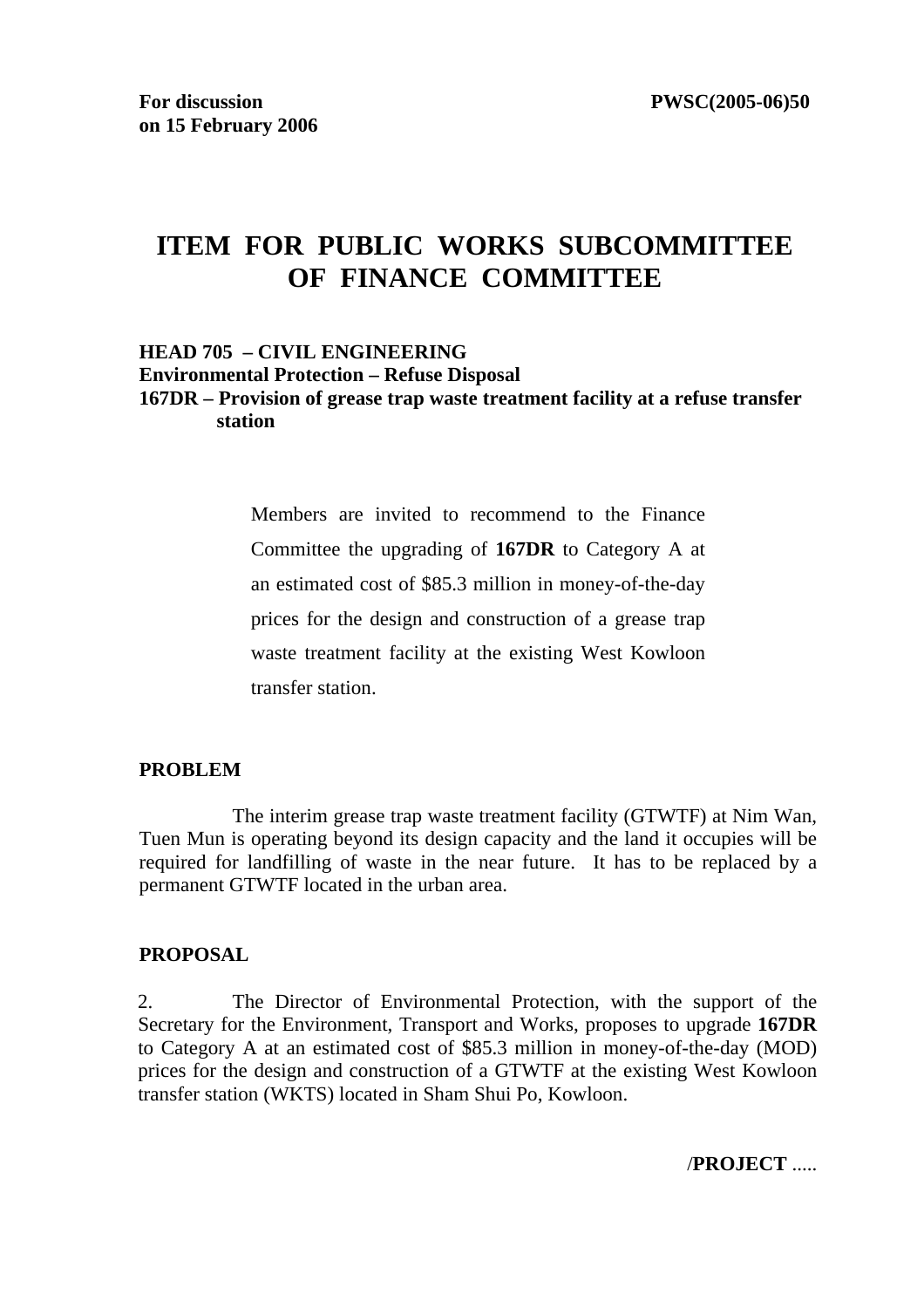**For discussion on 15 February 2006** **PWSC(2005-06)50**

# ITEM FOR PUBLIC WORKS SUBCOMMITTEE OF FINANCE COMMITTEE

**HEAD 705 – CIVIL ENGINEERING**
**Environmental Protection – Refuse Disposal**
**167DR – Provision of grease trap waste treatment facility at a refuse transfer station**

> Members are invited to recommend to the Finance Committee the upgrading of **167DR** to Category A at an estimated cost of $85.3 million in money-of-the-day prices for the design and construction of a grease trap waste treatment facility at the existing West Kowloon transfer station.

## PROBLEM

The interim grease trap waste treatment facility (GTWTF) at Nim Wan, Tuen Mun is operating beyond its design capacity and the land it occupies will be required for landfilling of waste in the near future. It has to be replaced by a permanent GTWTF located in the urban area.

## PROPOSAL

2. The Director of Environmental Protection, with the support of the Secretary for the Environment, Transport and Works, proposes to upgrade **167DR** to Category A at an estimated cost of $85.3 million in money-of-the-day (MOD) prices for the design and construction of a GTWTF at the existing West Kowloon transfer station (WKTS) located in Sham Shui Po, Kowloon.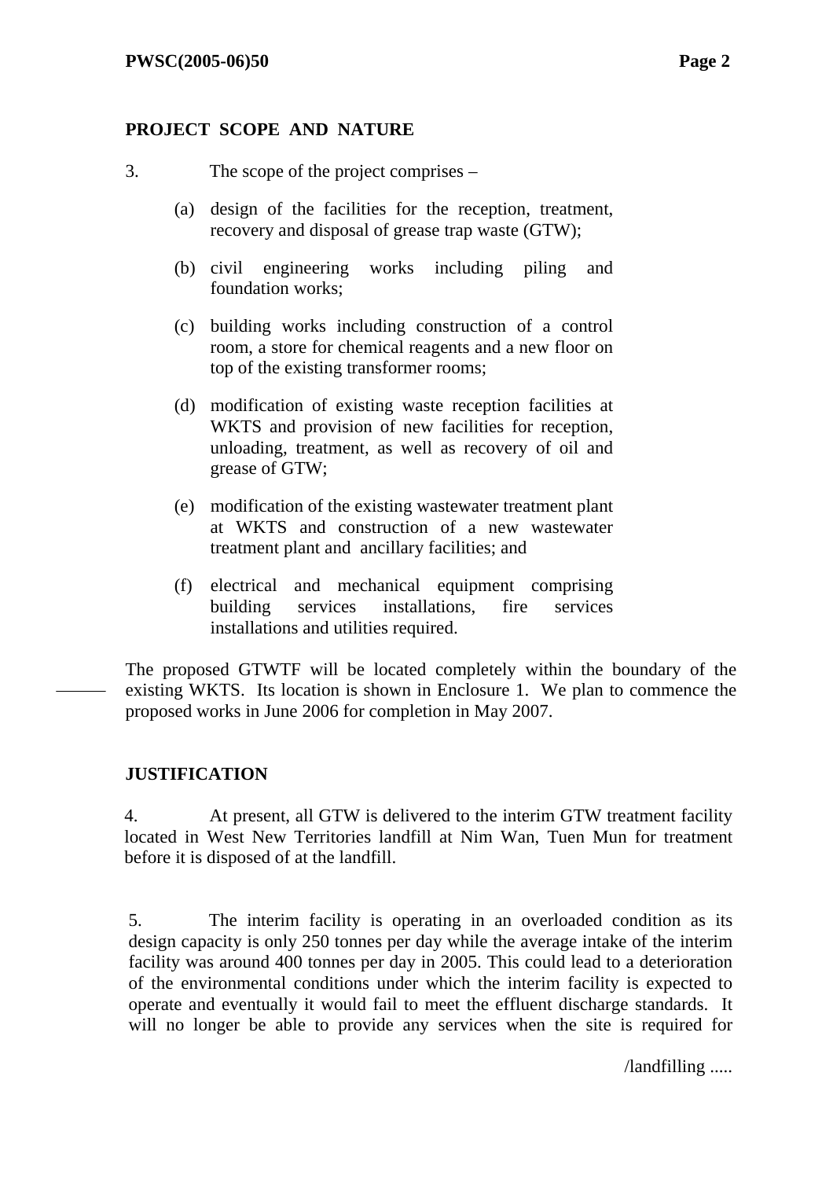**PROJECT SCOPE AND NATURE**

3. The scope of the project comprises –

(a) design of the facilities for the reception, treatment, recovery and disposal of grease trap waste (GTW);

(b) civil engineering works including piling and foundation works;

(c) building works including construction of a control room, a store for chemical reagents and a new floor on top of the existing transformer rooms;

(d) modification of existing waste reception facilities at WKTS and provision of new facilities for reception, unloading, treatment, as well as recovery of oil and grease of GTW;

(e) modification of the existing wastewater treatment plant at WKTS and construction of a new wastewater treatment plant and ancillary facilities; and

(f) electrical and mechanical equipment comprising building services installations, fire services installations and utilities required.

The proposed GTWTF will be located completely within the boundary of the existing WKTS. Its location is shown in Enclosure 1. We plan to commence the proposed works in June 2006 for completion in May 2007.

**JUSTIFICATION**

4. At present, all GTW is delivered to the interim GTW treatment facility located in West New Territories landfill at Nim Wan, Tuen Mun for treatment before it is disposed of at the landfill.

5. The interim facility is operating in an overloaded condition as its design capacity is only 250 tonnes per day while the average intake of the interim facility was around 400 tonnes per day in 2005. This could lead to a deterioration of the environmental conditions under which the interim facility is expected to operate and eventually it would fail to meet the effluent discharge standards. It will no longer be able to provide any services when the site is required for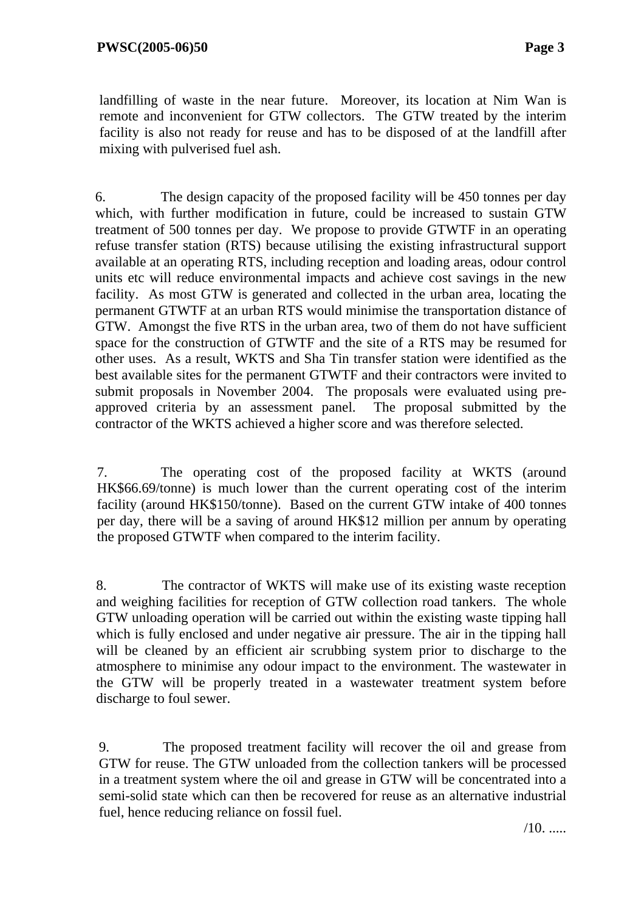landfilling of waste in the near future. Moreover, its location at Nim Wan is remote and inconvenient for GTW collectors. The GTW treated by the interim facility is also not ready for reuse and has to be disposed of at the landfill after mixing with pulverised fuel ash.

6. The design capacity of the proposed facility will be 450 tonnes per day which, with further modification in future, could be increased to sustain GTW treatment of 500 tonnes per day. We propose to provide GTWTF in an operating refuse transfer station (RTS) because utilising the existing infrastructural support available at an operating RTS, including reception and loading areas, odour control units etc will reduce environmental impacts and achieve cost savings in the new facility. As most GTW is generated and collected in the urban area, locating the permanent GTWTF at an urban RTS would minimise the transportation distance of GTW. Amongst the five RTS in the urban area, two of them do not have sufficient space for the construction of GTWTF and the site of a RTS may be resumed for other uses. As a result, WKTS and Sha Tin transfer station were identified as the best available sites for the permanent GTWTF and their contractors were invited to submit proposals in November 2004. The proposals were evaluated using pre-approved criteria by an assessment panel. The proposal submitted by the contractor of the WKTS achieved a higher score and was therefore selected.

7. The operating cost of the proposed facility at WKTS (around HK$66.69/tonne) is much lower than the current operating cost of the interim facility (around HK$150/tonne). Based on the current GTW intake of 400 tonnes per day, there will be a saving of around HK$12 million per annum by operating the proposed GTWTF when compared to the interim facility.

8. The contractor of WKTS will make use of its existing waste reception and weighing facilities for reception of GTW collection road tankers. The whole GTW unloading operation will be carried out within the existing waste tipping hall which is fully enclosed and under negative air pressure. The air in the tipping hall will be cleaned by an efficient air scrubbing system prior to discharge to the atmosphere to minimise any odour impact to the environment. The wastewater in the GTW will be properly treated in a wastewater treatment system before discharge to foul sewer.

9. The proposed treatment facility will recover the oil and grease from GTW for reuse. The GTW unloaded from the collection tankers will be processed in a treatment system where the oil and grease in GTW will be concentrated into a semi-solid state which can then be recovered for reuse as an alternative industrial fuel, hence reducing reliance on fossil fuel.

/10. .....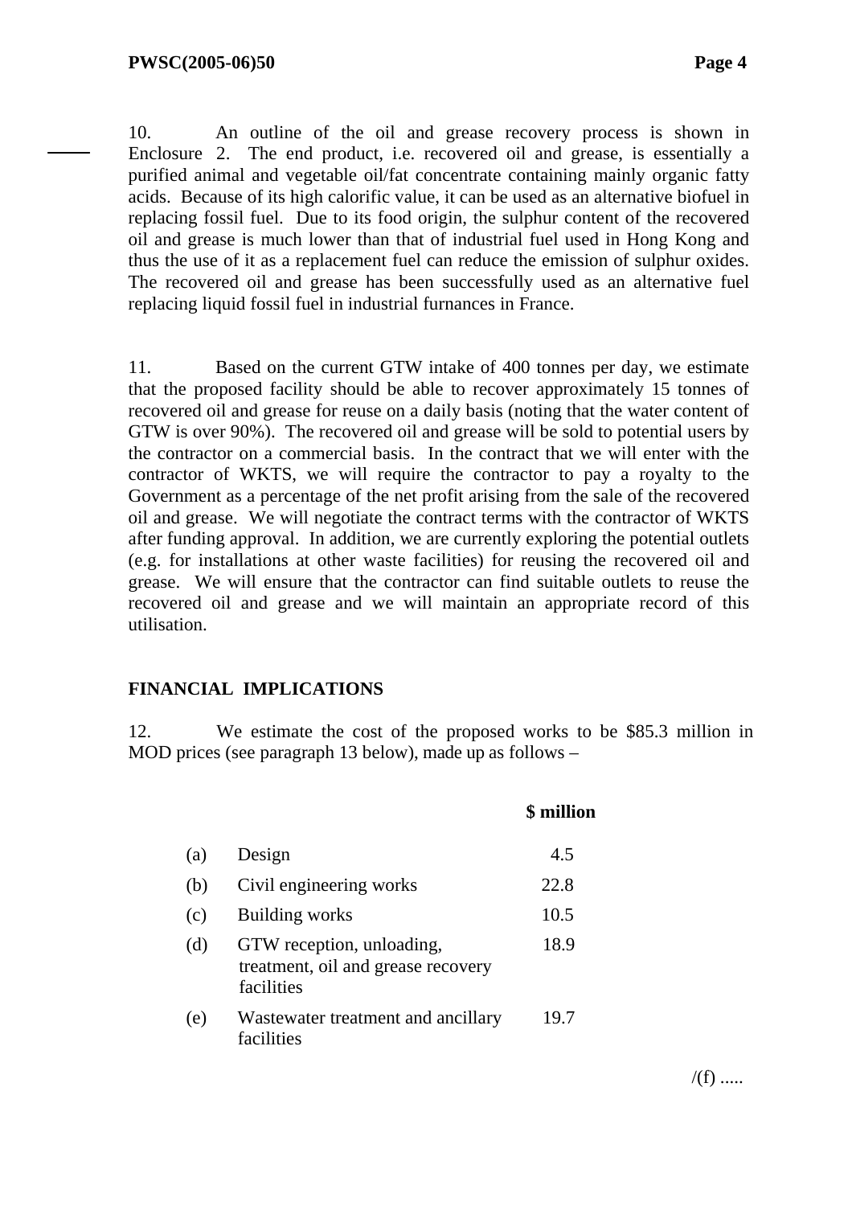10. An outline of the oil and grease recovery process is shown in Enclosure 2. The end product, i.e. recovered oil and grease, is essentially a purified animal and vegetable oil/fat concentrate containing mainly organic fatty acids. Because of its high calorific value, it can be used as an alternative biofuel in replacing fossil fuel. Due to its food origin, the sulphur content of the recovered oil and grease is much lower than that of industrial fuel used in Hong Kong and thus the use of it as a replacement fuel can reduce the emission of sulphur oxides. The recovered oil and grease has been successfully used as an alternative fuel replacing liquid fossil fuel in industrial furnances in France.

11. Based on the current GTW intake of 400 tonnes per day, we estimate that the proposed facility should be able to recover approximately 15 tonnes of recovered oil and grease for reuse on a daily basis (noting that the water content of GTW is over 90%). The recovered oil and grease will be sold to potential users by the contractor on a commercial basis. In the contract that we will enter with the contractor of WKTS, we will require the contractor to pay a royalty to the Government as a percentage of the net profit arising from the sale of the recovered oil and grease. We will negotiate the contract terms with the contractor of WKTS after funding approval. In addition, we are currently exploring the potential outlets (e.g. for installations at other waste facilities) for reusing the recovered oil and grease. We will ensure that the contractor can find suitable outlets to reuse the recovered oil and grease and we will maintain an appropriate record of this utilisation.

## FINANCIAL IMPLICATIONS

12. We estimate the cost of the proposed works to be $85.3 million in MOD prices (see paragraph 13 below), made up as follows –

| | | $ million |
|---|---|---|
| (a) | Design | 4.5 |
| (b) | Civil engineering works | 22.8 |
| (c) | Building works | 10.5 |
| (d) | GTW reception, unloading, treatment, oil and grease recovery facilities | 18.9 |
| (e) | Wastewater treatment and ancillary facilities | 19.7 |

/(f) .....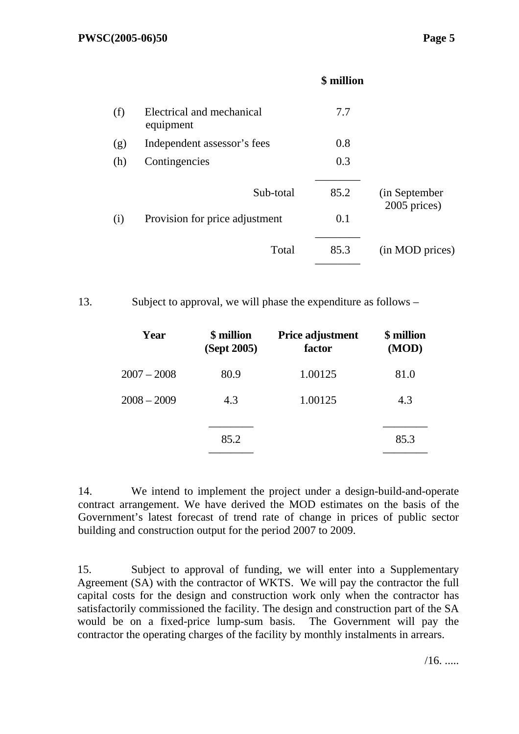| | | $ million | |
|---|---|---|---|
| (f) | Electrical and mechanical equipment | 7.7 | |
| (g) | Independent assessor's fees | 0.8 | |
| (h) | Contingencies | 0.3 | |
| | Sub-total | 85.2 | (in September 2005 prices) |
| (i) | Provision for price adjustment | 0.1 | |
| | Total | 85.3 | (in MOD prices) |

13. Subject to approval, we will phase the expenditure as follows –

| Year | $ million (Sept 2005) | Price adjustment factor | $ million (MOD) |
|---|---|---|---|
| 2007 – 2008 | 80.9 | 1.00125 | 81.0 |
| 2008 – 2009 | 4.3 | 1.00125 | 4.3 |
| | 85.2 | | 85.3 |

14. We intend to implement the project under a design-build-and-operate contract arrangement. We have derived the MOD estimates on the basis of the Government's latest forecast of trend rate of change in prices of public sector building and construction output for the period 2007 to 2009.

15. Subject to approval of funding, we will enter into a Supplementary Agreement (SA) with the contractor of WKTS. We will pay the contractor the full capital costs for the design and construction work only when the contractor has satisfactorily commissioned the facility. The design and construction part of the SA would be on a fixed-price lump-sum basis. The Government will pay the contractor the operating charges of the facility by monthly instalments in arrears.

/16. .....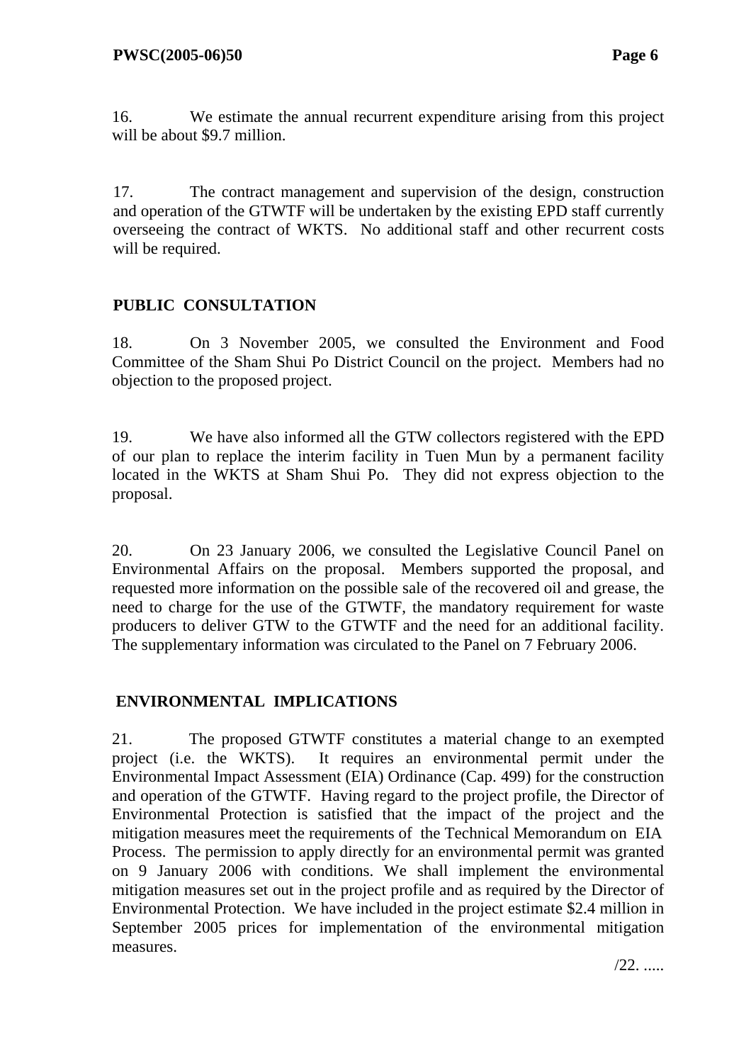16. We estimate the annual recurrent expenditure arising from this project will be about $9.7 million.

17. The contract management and supervision of the design, construction and operation of the GTWTF will be undertaken by the existing EPD staff currently overseeing the contract of WKTS. No additional staff and other recurrent costs will be required.

## PUBLIC CONSULTATION

18. On 3 November 2005, we consulted the Environment and Food Committee of the Sham Shui Po District Council on the project. Members had no objection to the proposed project.

19. We have also informed all the GTW collectors registered with the EPD of our plan to replace the interim facility in Tuen Mun by a permanent facility located in the WKTS at Sham Shui Po. They did not express objection to the proposal.

20. On 23 January 2006, we consulted the Legislative Council Panel on Environmental Affairs on the proposal. Members supported the proposal, and requested more information on the possible sale of the recovered oil and grease, the need to charge for the use of the GTWTF, the mandatory requirement for waste producers to deliver GTW to the GTWTF and the need for an additional facility. The supplementary information was circulated to the Panel on 7 February 2006.

## ENVIRONMENTAL IMPLICATIONS

21. The proposed GTWTF constitutes a material change to an exempted project (i.e. the WKTS). It requires an environmental permit under the Environmental Impact Assessment (EIA) Ordinance (Cap. 499) for the construction and operation of the GTWTF. Having regard to the project profile, the Director of Environmental Protection is satisfied that the impact of the project and the mitigation measures meet the requirements of the Technical Memorandum on EIA Process. The permission to apply directly for an environmental permit was granted on 9 January 2006 with conditions. We shall implement the environmental mitigation measures set out in the project profile and as required by the Director of Environmental Protection. We have included in the project estimate $2.4 million in September 2005 prices for implementation of the environmental mitigation measures.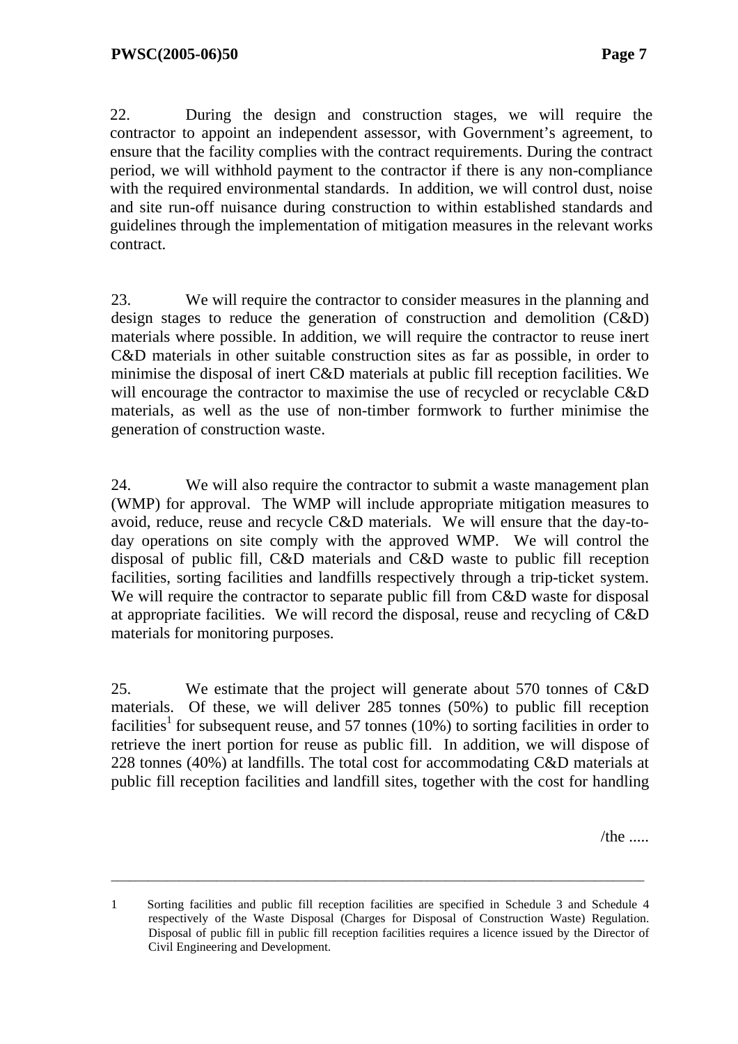22. During the design and construction stages, we will require the contractor to appoint an independent assessor, with Government's agreement, to ensure that the facility complies with the contract requirements. During the contract period, we will withhold payment to the contractor if there is any non-compliance with the required environmental standards. In addition, we will control dust, noise and site run-off nuisance during construction to within established standards and guidelines through the implementation of mitigation measures in the relevant works contract.

23. We will require the contractor to consider measures in the planning and design stages to reduce the generation of construction and demolition (C&D) materials where possible. In addition, we will require the contractor to reuse inert C&D materials in other suitable construction sites as far as possible, in order to minimise the disposal of inert C&D materials at public fill reception facilities. We will encourage the contractor to maximise the use of recycled or recyclable C&D materials, as well as the use of non-timber formwork to further minimise the generation of construction waste.

24. We will also require the contractor to submit a waste management plan (WMP) for approval. The WMP will include appropriate mitigation measures to avoid, reduce, reuse and recycle C&D materials. We will ensure that the day-to-day operations on site comply with the approved WMP. We will control the disposal of public fill, C&D materials and C&D waste to public fill reception facilities, sorting facilities and landfills respectively through a trip-ticket system. We will require the contractor to separate public fill from C&D waste for disposal at appropriate facilities. We will record the disposal, reuse and recycling of C&D materials for monitoring purposes.

25. We estimate that the project will generate about 570 tonnes of C&D materials. Of these, we will deliver 285 tonnes (50%) to public fill reception facilities[1] for subsequent reuse, and 57 tonnes (10%) to sorting facilities in order to retrieve the inert portion for reuse as public fill. In addition, we will dispose of 228 tonnes (40%) at landfills. The total cost for accommodating C&D materials at public fill reception facilities and landfill sites, together with the cost for handling

/the .....

---

1 Sorting facilities and public fill reception facilities are specified in Schedule 3 and Schedule 4 respectively of the Waste Disposal (Charges for Disposal of Construction Waste) Regulation. Disposal of public fill in public fill reception facilities requires a licence issued by the Director of Civil Engineering and Development.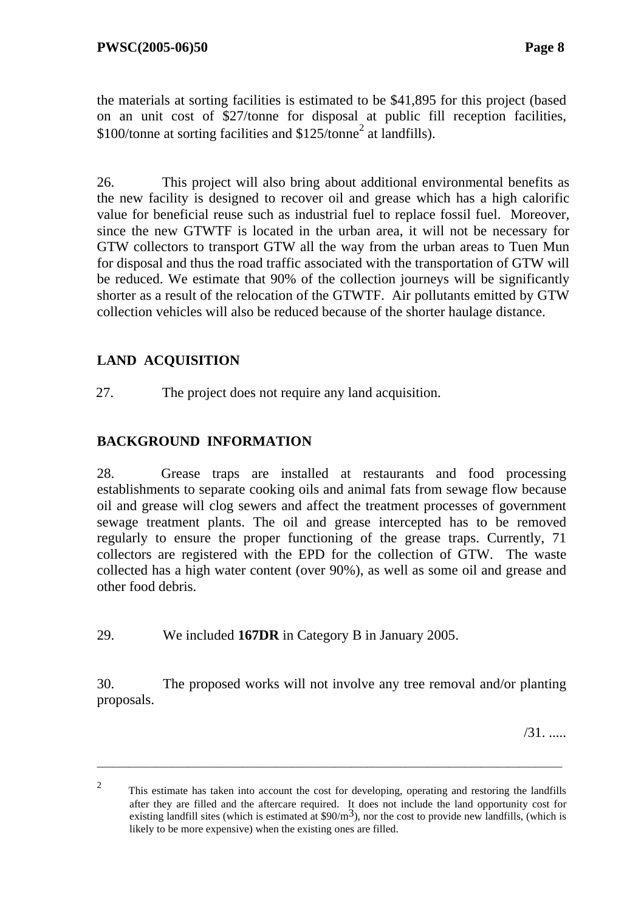the materials at sorting facilities is estimated to be $41,895 for this project (based on an unit cost of $27/tonne for disposal at public fill reception facilities, $100/tonne at sorting facilities and $125/tonne[2] at landfills).

26. This project will also bring about additional environmental benefits as the new facility is designed to recover oil and grease which has a high calorific value for beneficial reuse such as industrial fuel to replace fossil fuel. Moreover, since the new GTWTF is located in the urban area, it will not be necessary for GTW collectors to transport GTW all the way from the urban areas to Tuen Mun for disposal and thus the road traffic associated with the transportation of GTW will be reduced. We estimate that 90% of the collection journeys will be significantly shorter as a result of the relocation of the GTWTF. Air pollutants emitted by GTW collection vehicles will also be reduced because of the shorter haulage distance.

## LAND ACQUISITION

27. The project does not require any land acquisition.

## BACKGROUND INFORMATION

28. Grease traps are installed at restaurants and food processing establishments to separate cooking oils and animal fats from sewage flow because oil and grease will clog sewers and affect the treatment processes of government sewage treatment plants. The oil and grease intercepted has to be removed regularly to ensure the proper functioning of the grease traps. Currently, 71 collectors are registered with the EPD for the collection of GTW. The waste collected has a high water content (over 90%), as well as some oil and grease and other food debris.

29. We included **167DR** in Category B in January 2005.

30. The proposed works will not involve any tree removal and/or planting proposals.

/31. .....

---

[2] This estimate has taken into account the cost for developing, operating and restoring the landfills after they are filled and the aftercare required. It does not include the land opportunity cost for existing landfill sites (which is estimated at $\$90/m^3$), nor the cost to provide new landfills, (which is likely to be more expensive) when the existing ones are filled.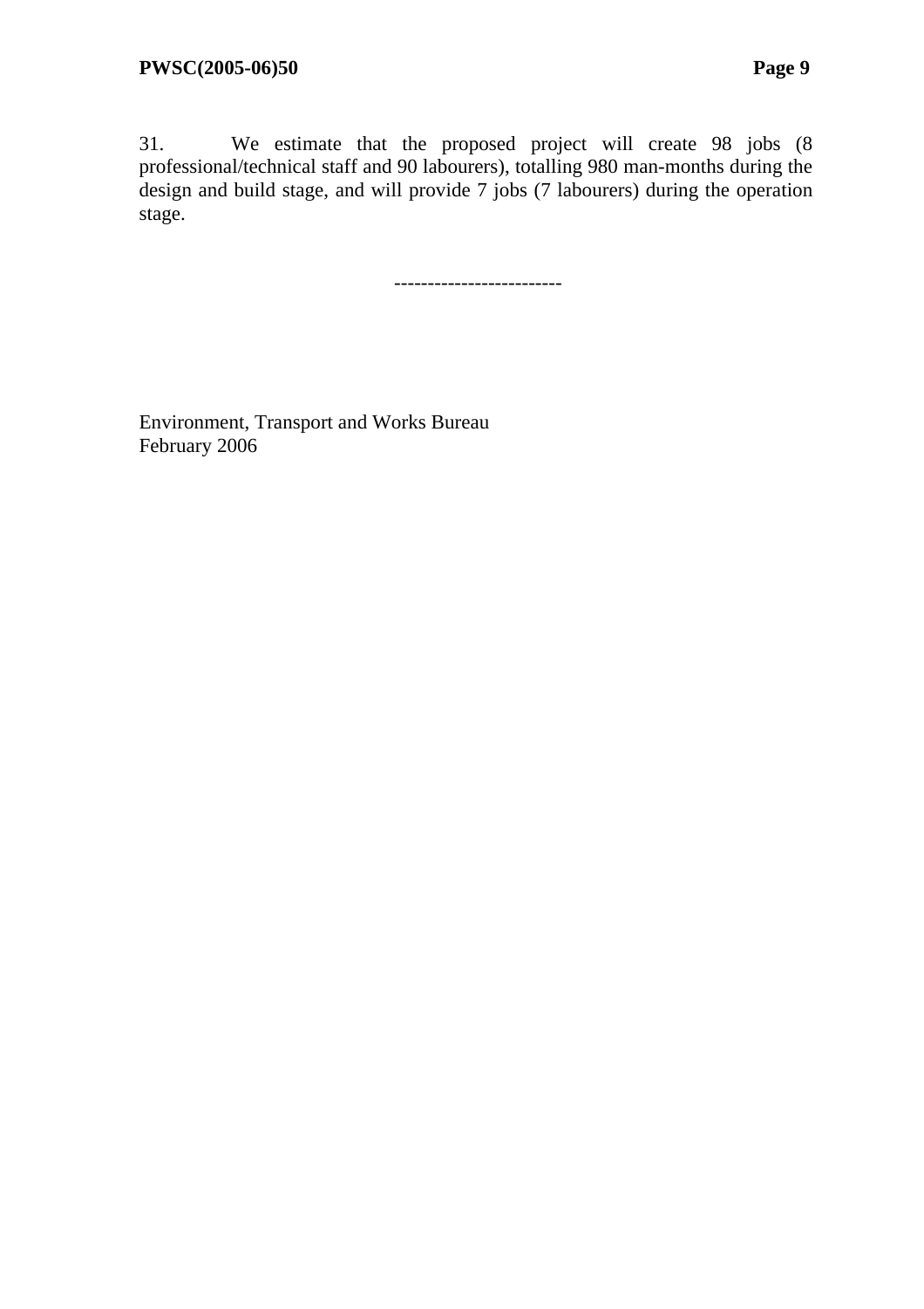31. We estimate that the proposed project will create 98 jobs (8 professional/technical staff and 90 labourers), totalling 980 man-months during the design and build stage, and will provide 7 jobs (7 labourers) during the operation stage.

------------------------

Environment, Transport and Works Bureau
February 2006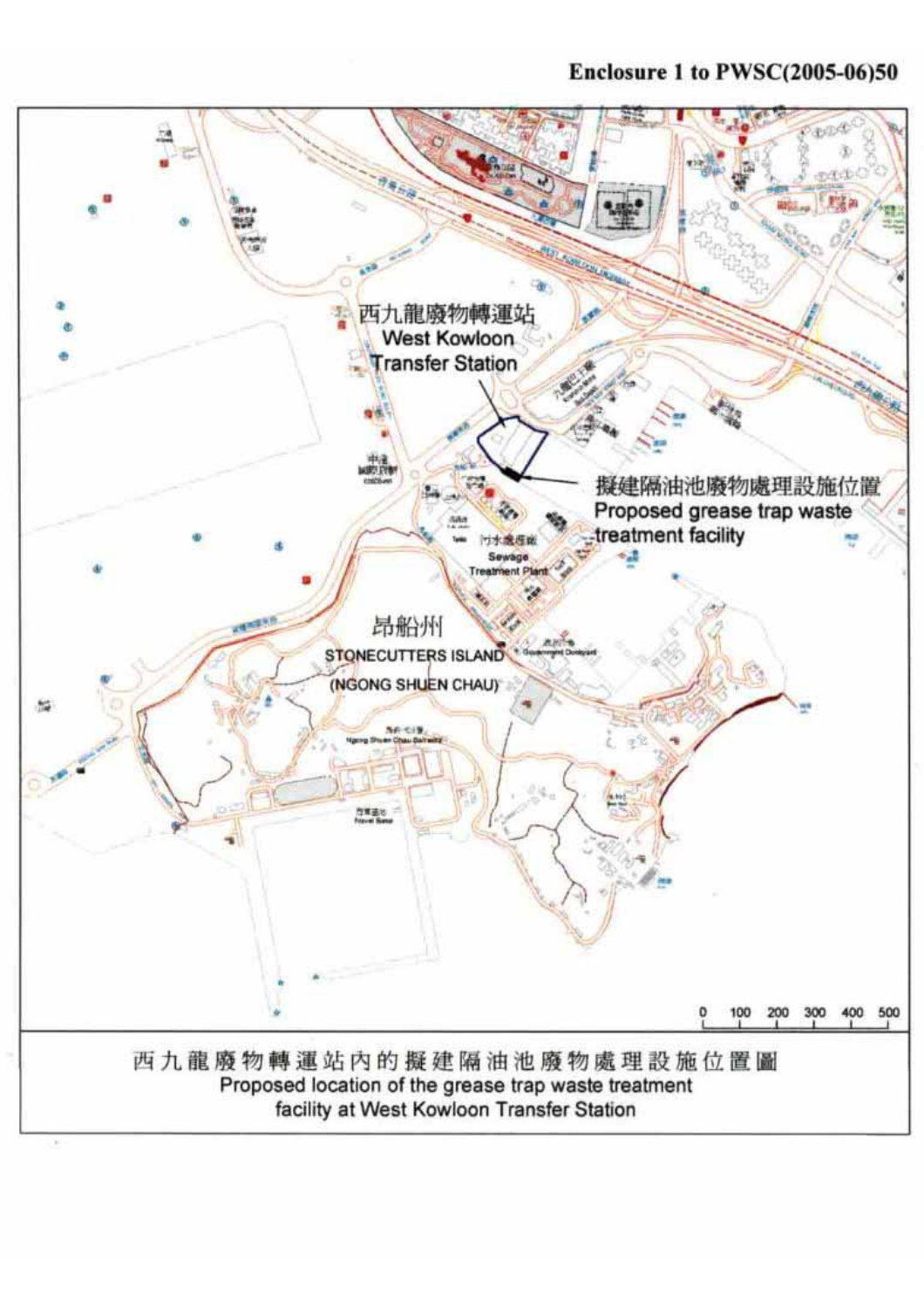**Enclosure 1 to PWSC(2005-06)50**

西九龍廢物轉運站
West Kowloon Transfer Station

擬建隔油池廢物處理設施位置
Proposed grease trap waste treatment facility

污水處理廠
Sewage Treatment Plant

昂船州
STONECUTTERS ISLAND
(NGONG SHUEN CHAU)

0 100 200 300 400 500

西九龍廢物轉運站內的擬建隔油池廢物處理設施位置圖
Proposed location of the grease trap waste treatment facility at West Kowloon Transfer Station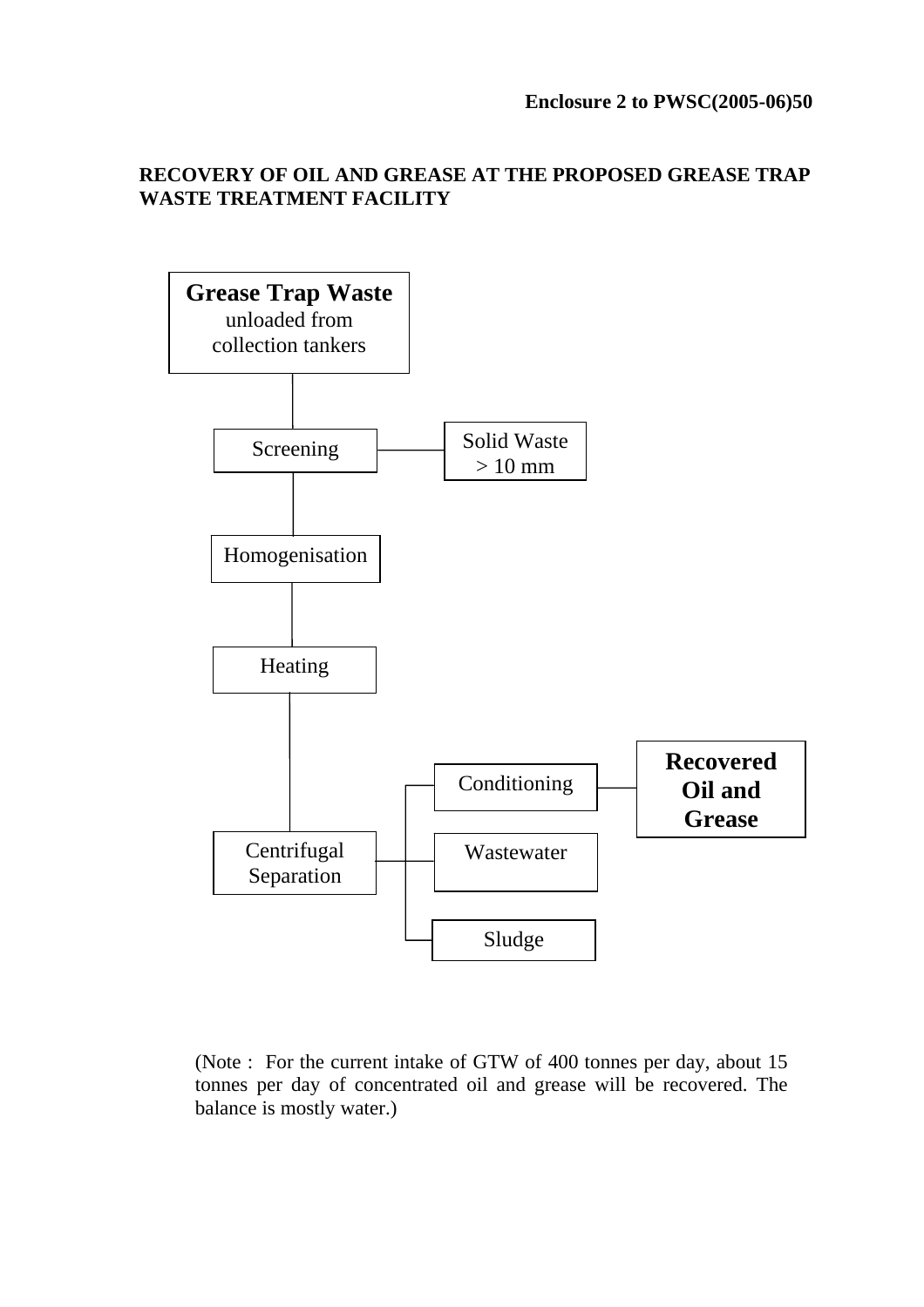**Enclosure 2 to PWSC(2005-06)50**

## RECOVERY OF OIL AND GREASE AT THE PROPOSED GREASE TRAP WASTE TREATMENT FACILITY

**Grease Trap Waste**
unloaded from collection tankers

Screening

Solid Waste > 10 mm

Homogenisation

Heating

Centrifugal Separation

Conditioning

**Recovered Oil and Grease**

Wastewater

Sludge

(Note : For the current intake of GTW of 400 tonnes per day, about 15 tonnes per day of concentrated oil and grease will be recovered. The balance is mostly water.)